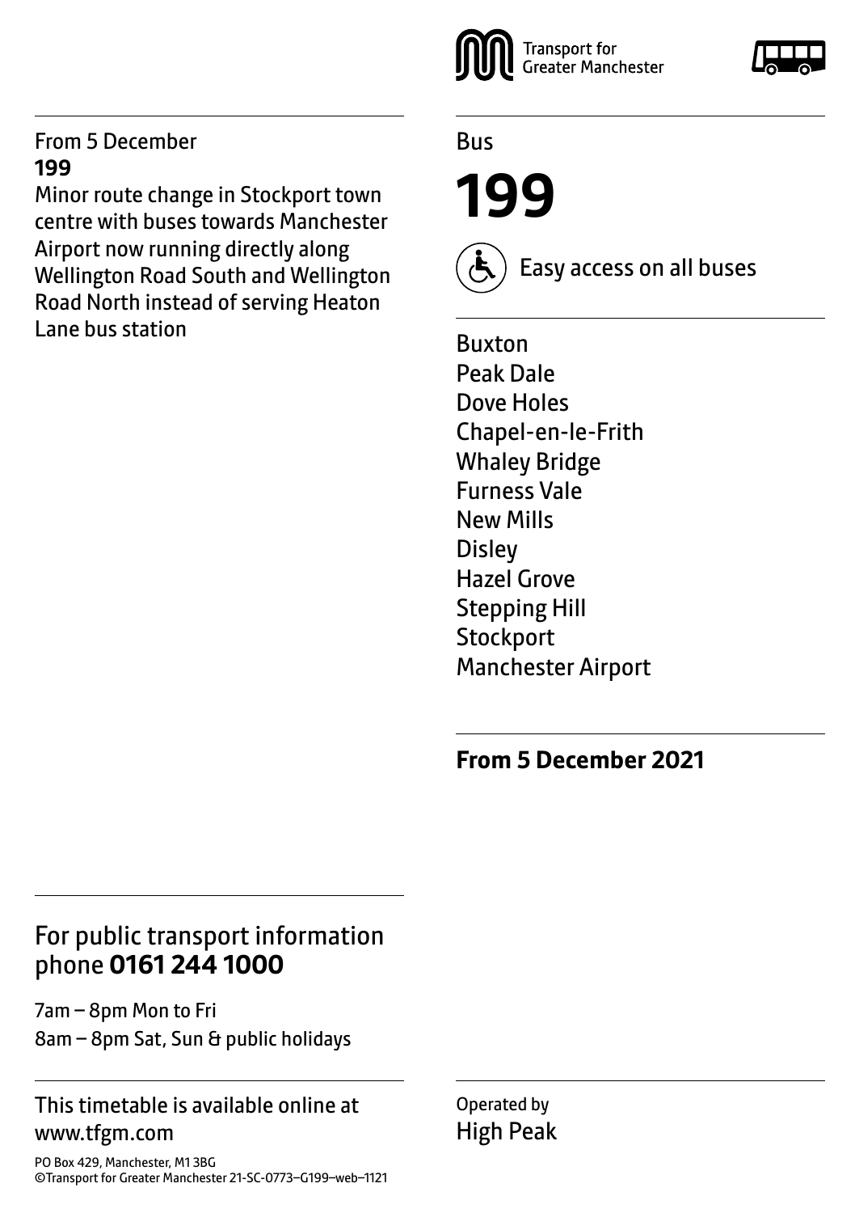Transport for Greater Manchester

Bus

# 199

Easy access on all buses

Buxton
Peak Dale
Dove Holes
Chapel-en-le-Frith
Whaley Bridge
Furness Vale
New Mills
Disley
Hazel Grove
Stepping Hill
Stockport
Manchester Airport

**From 5 December 2021**

From 5 December
**199**
Minor route change in Stockport town centre with buses towards Manchester Airport now running directly along Wellington Road South and Wellington Road North instead of serving Heaton Lane bus station

## For public transport information phone **0161 244 1000**

7am – 8pm Mon to Fri
8am – 8pm Sat, Sun & public holidays

This timetable is available online at www.tfgm.com

Operated by
High Peak

PO Box 429, Manchester, M1 3BG
©Transport for Greater Manchester 21-SC-0773–G199–web–1121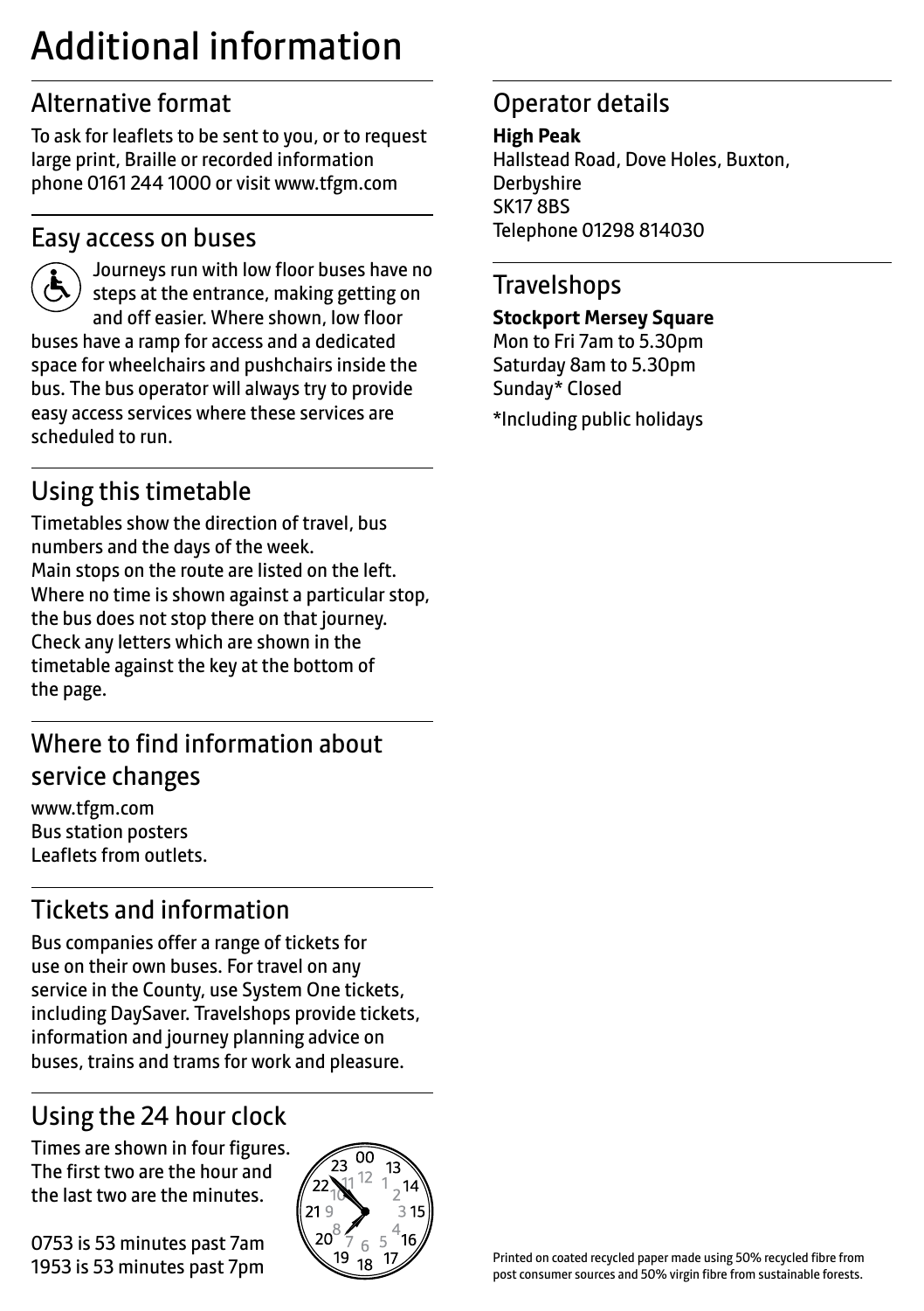# Additional information

## Alternative format

To ask for leaflets to be sent to you, or to request large print, Braille or recorded information phone 0161 244 1000 or visit www.tfgm.com

## Easy access on buses

Journeys run with low floor buses have no steps at the entrance, making getting on and off easier. Where shown, low floor buses have a ramp for access and a dedicated space for wheelchairs and pushchairs inside the bus. The bus operator will always try to provide easy access services where these services are scheduled to run.

## Using this timetable

Timetables show the direction of travel, bus numbers and the days of the week.
Main stops on the route are listed on the left. Where no time is shown against a particular stop, the bus does not stop there on that journey. Check any letters which are shown in the timetable against the key at the bottom of the page.

## Where to find information about service changes

www.tfgm.com
Bus station posters
Leaflets from outlets.

## Tickets and information

Bus companies offer a range of tickets for use on their own buses. For travel on any service in the County, use System One tickets, including DaySaver. Travelshops provide tickets, information and journey planning advice on buses, trains and trams for work and pleasure.

## Using the 24 hour clock

Times are shown in four figures. The first two are the hour and the last two are the minutes.

0753 is 53 minutes past 7am
1953 is 53 minutes past 7pm

## Operator details

**High Peak**
Hallstead Road, Dove Holes, Buxton, Derbyshire
SK17 8BS
Telephone 01298 814030

## Travelshops

**Stockport Mersey Square**
Mon to Fri 7am to 5.30pm
Saturday 8am to 5.30pm
Sunday* Closed

*Including public holidays

Printed on coated recycled paper made using 50% recycled fibre from post consumer sources and 50% virgin fibre from sustainable forests.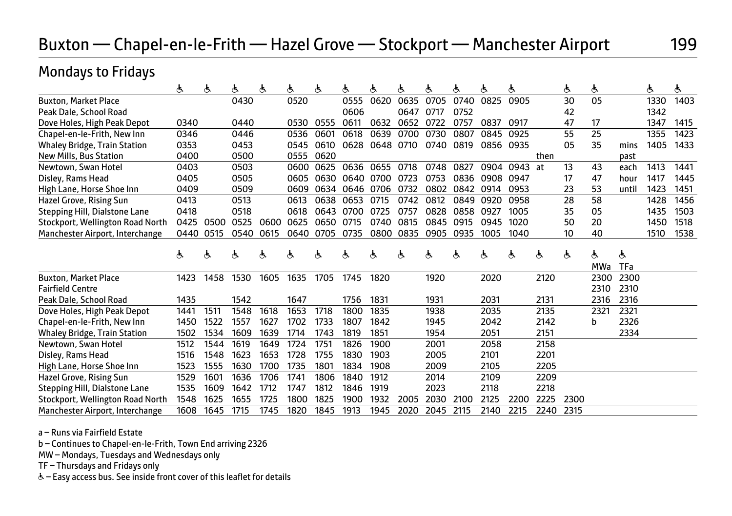# Buxton — Chapel-en-le-Frith — Hazel Grove — Stockport — Manchester Airport 199

## Mondays to Fridays

| | ♿ | ♿ | ♿ | ♿ | ♿ | ♿ | ♿ | ♿ | ♿ | ♿ | ♿ | ♿ | ♿ | | ♿ | ♿ | | ♿ | ♿ |
|---|---|---|---|---|---|---|---|---|---|---|---|---|---|---|---|---|---|---|---|
| Buxton, Market Place | | | 0430 | | 0520 | | 0555 | 0620 | 0635 | 0705 | 0740 | 0825 | 0905 | | 30 | 05 | | 1330 | 1403 |
| Peak Dale, School Road | | | | | | | 0606 | | 0647 | 0717 | 0752 | | | | 42 | | | 1342 | |
| Dove Holes, High Peak Depot | 0340 | | 0440 | | 0530 | 0555 | 0611 | 0632 | 0652 | 0722 | 0757 | 0837 | 0917 | | 47 | 17 | | 1347 | 1415 |
| Chapel-en-le-Frith, New Inn | 0346 | | 0446 | | 0536 | 0601 | 0618 | 0639 | 0700 | 0730 | 0807 | 0845 | 0925 | | 55 | 25 | | 1355 | 1423 |
| Whaley Bridge, Train Station | 0353 | | 0453 | | 0545 | 0610 | 0628 | 0648 | 0710 | 0740 | 0819 | 0856 | 0935 | | 05 | 35 | mins | 1405 | 1433 |
| New Mills, Bus Station | 0400 | | 0500 | | 0555 | 0620 | | | | | | | | then | | | past | | |
| Newtown, Swan Hotel | 0403 | | 0503 | | 0600 | 0625 | 0636 | 0655 | 0718 | 0748 | 0827 | 0904 | 0943 | at | 13 | 43 | each | 1413 | 1441 |
| Disley, Rams Head | 0405 | | 0505 | | 0605 | 0630 | 0640 | 0700 | 0723 | 0753 | 0836 | 0908 | 0947 | | 17 | 47 | hour | 1417 | 1445 |
| High Lane, Horse Shoe Inn | 0409 | | 0509 | | 0609 | 0634 | 0646 | 0706 | 0732 | 0802 | 0842 | 0914 | 0953 | | 23 | 53 | until | 1423 | 1451 |
| Hazel Grove, Rising Sun | 0413 | | 0513 | | 0613 | 0638 | 0653 | 0715 | 0742 | 0812 | 0849 | 0920 | 0958 | | 28 | 58 | | 1428 | 1456 |
| Stepping Hill, Dialstone Lane | 0418 | | 0518 | | 0618 | 0643 | 0700 | 0725 | 0757 | 0828 | 0858 | 0927 | 1005 | | 35 | 05 | | 1435 | 1503 |
| Stockport, Wellington Road North | 0425 | 0500 | 0525 | 0600 | 0625 | 0650 | 0715 | 0740 | 0815 | 0845 | 0915 | 0945 | 1020 | | 50 | 20 | | 1450 | 1518 |
| Manchester Airport, Interchange | 0440 | 0515 | 0540 | 0615 | 0640 | 0705 | 0735 | 0800 | 0835 | 0905 | 0935 | 1005 | 1040 | | 10 | 40 | | 1510 | 1538 |

| | ♿ | ♿ | ♿ | ♿ | ♿ | ♿ | ♿ | ♿ | ♿ | ♿ | ♿ | ♿ | ♿ | ♿ | ♿ | ♿ | ♿ |
|---|---|---|---|---|---|---|---|---|---|---|---|---|---|---|---|---|---|
| | | | | | | | | | | | | | | | | MWa | TFa |
| Buxton, Market Place | 1423 | 1458 | 1530 | 1605 | 1635 | 1705 | 1745 | 1820 | | 1920 | | 2020 | | 2120 | | 2300 | 2300 |
| Fairfield Centre | | | | | | | | | | | | | | | | 2310 | 2310 |
| Peak Dale, School Road | 1435 | | 1542 | | 1647 | | 1756 | 1831 | | 1931 | | 2031 | | 2131 | | 2316 | 2316 |
| Dove Holes, High Peak Depot | 1441 | 1511 | 1548 | 1618 | 1653 | 1718 | 1800 | 1835 | | 1938 | | 2035 | | 2135 | | 2321 | 2321 |
| Chapel-en-le-Frith, New Inn | 1450 | 1522 | 1557 | 1627 | 1702 | 1733 | 1807 | 1842 | | 1945 | | 2042 | | 2142 | | b | 2326 |
| Whaley Bridge, Train Station | 1502 | 1534 | 1609 | 1639 | 1714 | 1743 | 1819 | 1851 | | 1954 | | 2051 | | 2151 | | | 2334 |
| Newtown, Swan Hotel | 1512 | 1544 | 1619 | 1649 | 1724 | 1751 | 1826 | 1900 | | 2001 | | 2058 | | 2158 | | | |
| Disley, Rams Head | 1516 | 1548 | 1623 | 1653 | 1728 | 1755 | 1830 | 1903 | | 2005 | | 2101 | | 2201 | | | |
| High Lane, Horse Shoe Inn | 1523 | 1555 | 1630 | 1700 | 1735 | 1801 | 1834 | 1908 | | 2009 | | 2105 | | 2205 | | | |
| Hazel Grove, Rising Sun | 1529 | 1601 | 1636 | 1706 | 1741 | 1806 | 1840 | 1912 | | 2014 | | 2109 | | 2209 | | | |
| Stepping Hill, Dialstone Lane | 1535 | 1609 | 1642 | 1712 | 1747 | 1812 | 1846 | 1919 | | 2023 | | 2118 | | 2218 | | | |
| Stockport, Wellington Road North | 1548 | 1625 | 1655 | 1725 | 1800 | 1825 | 1900 | 1932 | 2005 | 2030 | 2100 | 2125 | 2200 | 2225 | 2300 | | |
| Manchester Airport, Interchange | 1608 | 1645 | 1715 | 1745 | 1820 | 1845 | 1913 | 1945 | 2020 | 2045 | 2115 | 2140 | 2215 | 2240 | 2315 | | |

a – Runs via Fairfield Estate

b – Continues to Chapel-en-le-Frith, Town End arriving 2326

MW – Mondays, Tuesdays and Wednesdays only

TF – Thursdays and Fridays only

♿ – Easy access bus. See inside front cover of this leaflet for details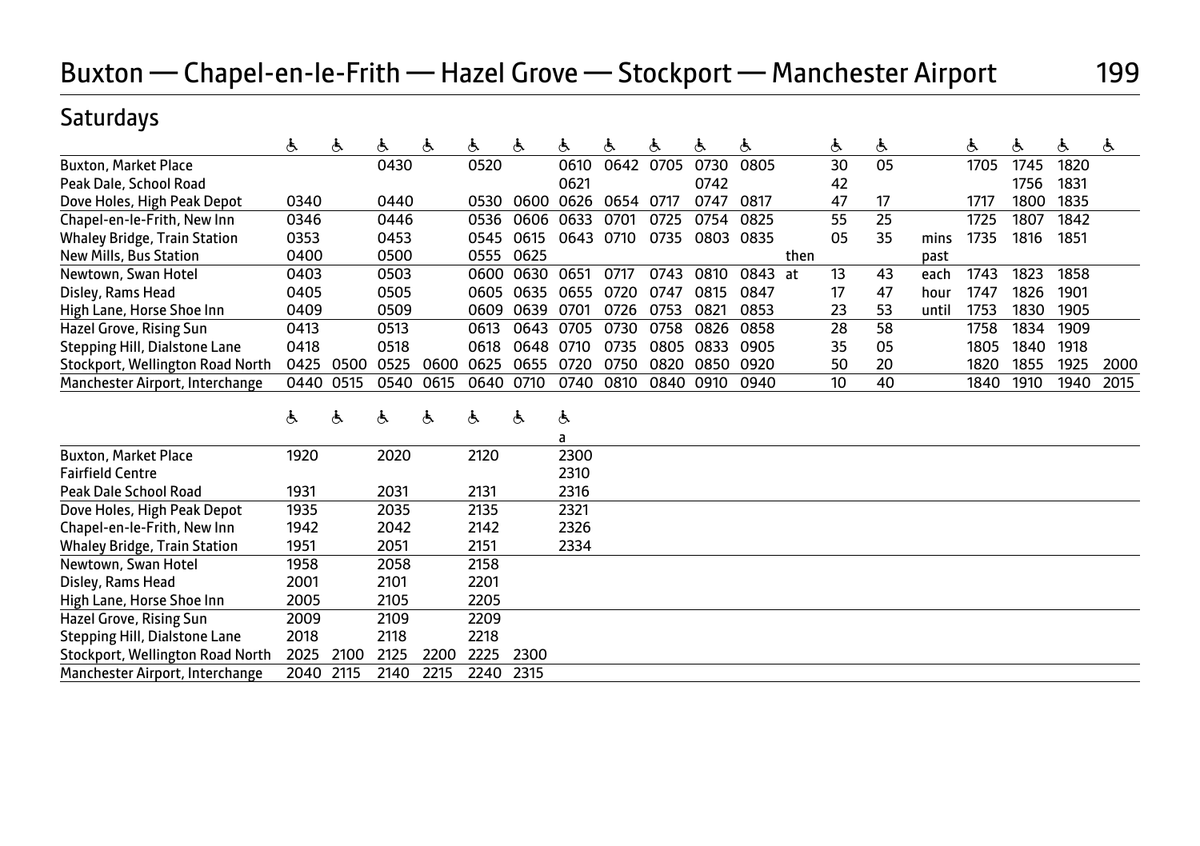# Buxton — Chapel-en-le-Frith — Hazel Grove — Stockport — Manchester Airport 199

## Saturdays

| | ♿ | ♿ | ♿ | ♿ | ♿ | ♿ | ♿ | ♿ | ♿ | ♿ | ♿ | | ♿ | ♿ | | ♿ | ♿ | ♿ | ♿ |
|---|---|---|---|---|---|---|---|---|---|---|---|---|---|---|---|---|---|---|---|
| Buxton, Market Place | | | 0430 | | 0520 | | 0610 | 0642 | 0705 | 0730 | 0805 | | 30 | 05 | | 1705 | 1745 | 1820 | |
| Peak Dale, School Road | | | | | | | 0621 | | | 0742 | | | 42 | | | | 1756 | 1831 | |
| Dove Holes, High Peak Depot | 0340 | | 0440 | | 0530 | 0600 | 0626 | 0654 | 0717 | 0747 | 0817 | | 47 | 17 | | 1717 | 1800 | 1835 | |
| Chapel-en-le-Frith, New Inn | 0346 | | 0446 | | 0536 | 0606 | 0633 | 0701 | 0725 | 0754 | 0825 | | 55 | 25 | | 1725 | 1807 | 1842 | |
| Whaley Bridge, Train Station | 0353 | | 0453 | | 0545 | 0615 | 0643 | 0710 | 0735 | 0803 | 0835 | | 05 | 35 | mins | 1735 | 1816 | 1851 | |
| New Mills, Bus Station | 0400 | | 0500 | | 0555 | 0625 | | | | | | then | | | past | | | | |
| Newtown, Swan Hotel | 0403 | | 0503 | | 0600 | 0630 | 0651 | 0717 | 0743 | 0810 | 0843 | at | 13 | 43 | each | 1743 | 1823 | 1858 | |
| Disley, Rams Head | 0405 | | 0505 | | 0605 | 0635 | 0655 | 0720 | 0747 | 0815 | 0847 | | 17 | 47 | hour | 1747 | 1826 | 1901 | |
| High Lane, Horse Shoe Inn | 0409 | | 0509 | | 0609 | 0639 | 0701 | 0726 | 0753 | 0821 | 0853 | | 23 | 53 | until | 1753 | 1830 | 1905 | |
| Hazel Grove, Rising Sun | 0413 | | 0513 | | 0613 | 0643 | 0705 | 0730 | 0758 | 0826 | 0858 | | 28 | 58 | | 1758 | 1834 | 1909 | |
| Stepping Hill, Dialstone Lane | 0418 | | 0518 | | 0618 | 0648 | 0710 | 0735 | 0805 | 0833 | 0905 | | 35 | 05 | | 1805 | 1840 | 1918 | |
| Stockport, Wellington Road North | 0425 | 0500 | 0525 | 0600 | 0625 | 0655 | 0720 | 0750 | 0820 | 0850 | 0920 | | 50 | 20 | | 1820 | 1855 | 1925 | 2000 |
| Manchester Airport, Interchange | 0440 | 0515 | 0540 | 0615 | 0640 | 0710 | 0740 | 0810 | 0840 | 0910 | 0940 | | 10 | 40 | | 1840 | 1910 | 1940 | 2015 |

| | ♿ | ♿ | ♿ | ♿ | ♿ | ♿ | ♿ |
|---|---|---|---|---|---|---|---|
| | | | | | | | a |
| Buxton, Market Place | 1920 | | 2020 | | 2120 | | 2300 |
| Fairfield Centre | | | | | | | 2310 |
| Peak Dale School Road | 1931 | | 2031 | | 2131 | | 2316 |
| Dove Holes, High Peak Depot | 1935 | | 2035 | | 2135 | | 2321 |
| Chapel-en-le-Frith, New Inn | 1942 | | 2042 | | 2142 | | 2326 |
| Whaley Bridge, Train Station | 1951 | | 2051 | | 2151 | | 2334 |
| Newtown, Swan Hotel | 1958 | | 2058 | | 2158 | | |
| Disley, Rams Head | 2001 | | 2101 | | 2201 | | |
| High Lane, Horse Shoe Inn | 2005 | | 2105 | | 2205 | | |
| Hazel Grove, Rising Sun | 2009 | | 2109 | | 2209 | | |
| Stepping Hill, Dialstone Lane | 2018 | | 2118 | | 2218 | | |
| Stockport, Wellington Road North | 2025 | 2100 | 2125 | 2200 | 2225 | 2300 | |
| Manchester Airport, Interchange | 2040 | 2115 | 2140 | 2215 | 2240 | 2315 | |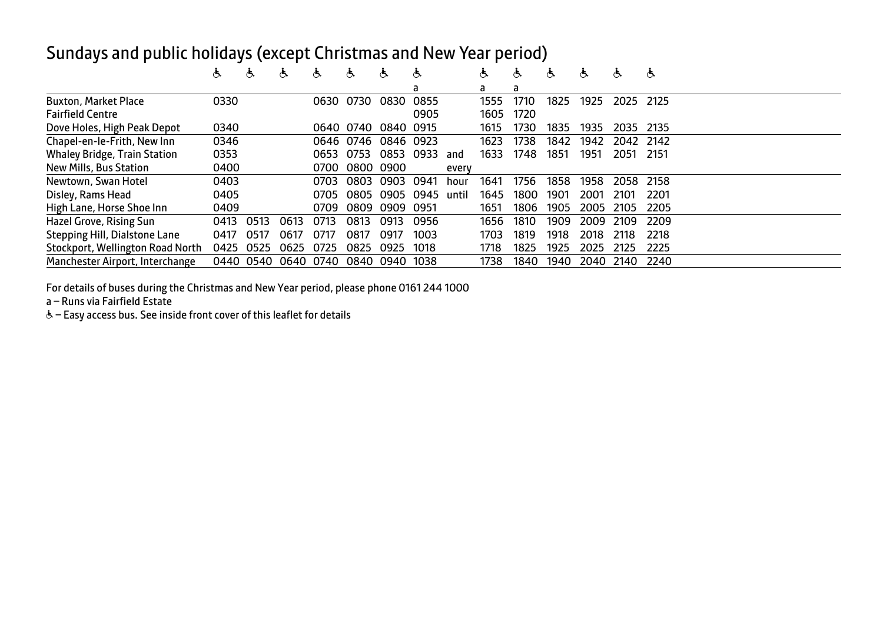## Sundays and public holidays (except Christmas and New Year period)

| | ♿ | ♿ | ♿ | ♿ | ♿ | ♿ | ♿ | | ♿ | ♿ | ♿ | ♿ | ♿ | ♿ |
|---|---|---|---|---|---|---|---|---|---|---|---|---|---|---|
| | | | | | | | a | | a | a | | | | |
| Buxton, Market Place | 0330 | | | 0630 | 0730 | 0830 | 0855 | | 1555 | 1710 | 1825 | 1925 | 2025 | 2125 |
| Fairfield Centre | | | | | | | 0905 | | 1605 | 1720 | | | | |
| Dove Holes, High Peak Depot | 0340 | | | 0640 | 0740 | 0840 | 0915 | | 1615 | 1730 | 1835 | 1935 | 2035 | 2135 |
| Chapel-en-le-Frith, New Inn | 0346 | | | 0646 | 0746 | 0846 | 0923 | | 1623 | 1738 | 1842 | 1942 | 2042 | 2142 |
| Whaley Bridge, Train Station | 0353 | | | 0653 | 0753 | 0853 | 0933 | and | 1633 | 1748 | 1851 | 1951 | 2051 | 2151 |
| New Mills, Bus Station | 0400 | | | 0700 | 0800 | 0900 | | every | | | | | | |
| Newtown, Swan Hotel | 0403 | | | 0703 | 0803 | 0903 | 0941 | hour | 1641 | 1756 | 1858 | 1958 | 2058 | 2158 |
| Disley, Rams Head | 0405 | | | 0705 | 0805 | 0905 | 0945 | until | 1645 | 1800 | 1901 | 2001 | 2101 | 2201 |
| High Lane, Horse Shoe Inn | 0409 | | | 0709 | 0809 | 0909 | 0951 | | 1651 | 1806 | 1905 | 2005 | 2105 | 2205 |
| Hazel Grove, Rising Sun | 0413 | 0513 | 0613 | 0713 | 0813 | 0913 | 0956 | | 1656 | 1810 | 1909 | 2009 | 2109 | 2209 |
| Stepping Hill, Dialstone Lane | 0417 | 0517 | 0617 | 0717 | 0817 | 0917 | 1003 | | 1703 | 1819 | 1918 | 2018 | 2118 | 2218 |
| Stockport, Wellington Road North | 0425 | 0525 | 0625 | 0725 | 0825 | 0925 | 1018 | | 1718 | 1825 | 1925 | 2025 | 2125 | 2225 |
| Manchester Airport, Interchange | 0440 | 0540 | 0640 | 0740 | 0840 | 0940 | 1038 | | 1738 | 1840 | 1940 | 2040 | 2140 | 2240 |

For details of buses during the Christmas and New Year period, please phone 0161 244 1000

a – Runs via Fairfield Estate

♿ – Easy access bus. See inside front cover of this leaflet for details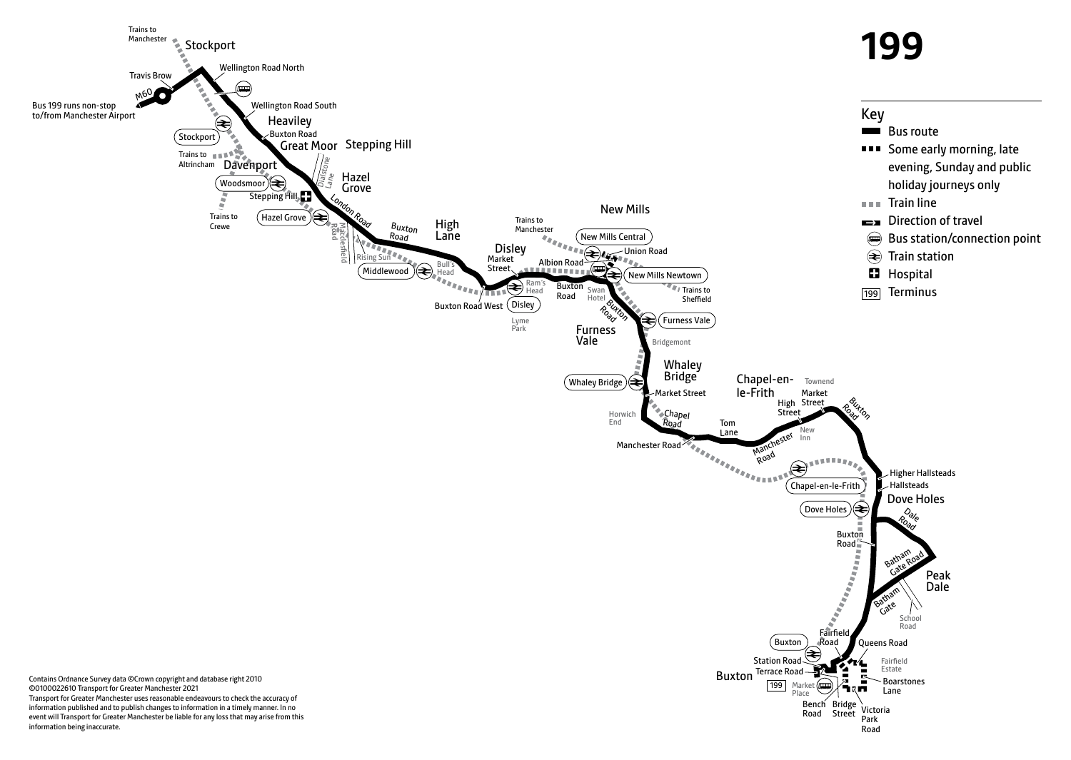# 199

## Key

- Bus route
- Some early morning, late evening, Sunday and public holiday journeys only
- Train line
- Direction of travel
- Bus station/connection point
- Train station
- Hospital
- 199 Terminus

Bus 199 runs non-stop to/from Manchester Airport

Trains to Manchester
Stockport
Travis Brow
M60
Wellington Road North
Wellington Road South
Heaviley
Stockport
Buxton Road
Great Moor
Stepping Hill
Trains to Altrincham
Davenport
Dialstone Lane
Hazel Grove
Woodsmoor
Stepping Hill
Trains to Crewe
Hazel Grove
London Road
Macclesfield Road
Rising Sun
Buxton Road
High Lane
Middlewood
Bull's Head
Disley
Market Street
Buxton Road West
Ram's Head
Disley
Lyme Park
Trains to Manchester
New Mills
New Mills Central
Union Road
Albion Road
New Mills Newtown
Buxton Road
Swan Hotel
Buxton Road
Trains to Sheffield
Furness Vale
Furness Vale
Bridgemont
Whaley Bridge
Whaley Bridge
Market Street
Horwich End
Chapel Road
Manchester Road
Tom Lane
Chapel-en-le-Frith
Townend
Market Street
High Street
New Inn
Manchester Road
Buxton Road
Chapel-en-le-Frith
Higher Hallsteads
Hallsteads
Dove Holes
Dove Holes
Dale Road
Buxton Road
Batham Gate Road
Peak Dale
Batham Gate
School Road
Buxton
Fairfield Road
Queens Road
Station Road
Terrace Road
Fairfield Estate
Buxton
199
Market Place
Boarstones Lane
Bench Road
Bridge Street
Victoria Park Road

Contains Ordnance Survey data ©Crown copyright and database right 2010
©0100022610 Transport for Greater Manchester 2021
Transport for Greater Manchester uses reasonable endeavours to check the accuracy of information published and to publish changes to information in a timely manner. In no event will Transport for Greater Manchester be liable for any loss that may arise from this information being inaccurate.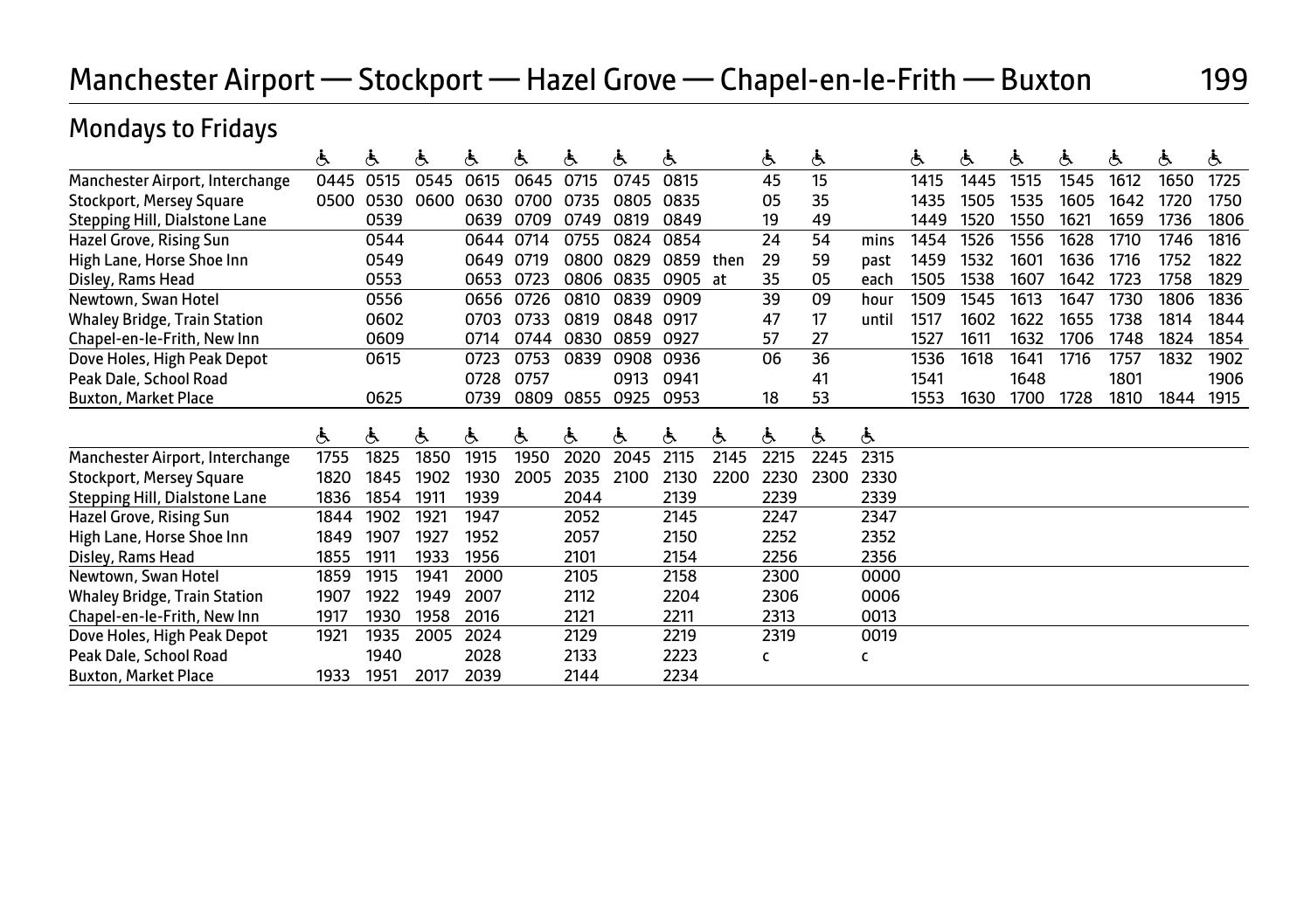# Manchester Airport — Stockport — Hazel Grove — Chapel-en-le-Frith — Buxton 199

## Mondays to Fridays

| | ♿ | ♿ | ♿ | ♿ | ♿ | ♿ | ♿ | ♿ | | ♿ | ♿ | | ♿ | ♿ | ♿ | ♿ | ♿ | ♿ | ♿ |
|---|---|---|---|---|---|---|---|---|---|---|---|---|---|---|---|---|---|---|---|
| Manchester Airport, Interchange | 0445 | 0515 | 0545 | 0615 | 0645 | 0715 | 0745 | 0815 | | 45 | 15 | | 1415 | 1445 | 1515 | 1545 | 1612 | 1650 | 1725 |
| Stockport, Mersey Square | 0500 | 0530 | 0600 | 0630 | 0700 | 0735 | 0805 | 0835 | | 05 | 35 | | 1435 | 1505 | 1535 | 1605 | 1642 | 1720 | 1750 |
| Stepping Hill, Dialstone Lane | | 0539 | | 0639 | 0709 | 0749 | 0819 | 0849 | | 19 | 49 | | 1449 | 1520 | 1550 | 1621 | 1659 | 1736 | 1806 |
| Hazel Grove, Rising Sun | | 0544 | | 0644 | 0714 | 0755 | 0824 | 0854 | | 24 | 54 | mins | 1454 | 1526 | 1556 | 1628 | 1710 | 1746 | 1816 |
| High Lane, Horse Shoe Inn | | 0549 | | 0649 | 0719 | 0800 | 0829 | 0859 | then | 29 | 59 | past | 1459 | 1532 | 1601 | 1636 | 1716 | 1752 | 1822 |
| Disley, Rams Head | | 0553 | | 0653 | 0723 | 0806 | 0835 | 0905 | at | 35 | 05 | each | 1505 | 1538 | 1607 | 1642 | 1723 | 1758 | 1829 |
| Newtown, Swan Hotel | | 0556 | | 0656 | 0726 | 0810 | 0839 | 0909 | | 39 | 09 | hour | 1509 | 1545 | 1613 | 1647 | 1730 | 1806 | 1836 |
| Whaley Bridge, Train Station | | 0602 | | 0703 | 0733 | 0819 | 0848 | 0917 | | 47 | 17 | until | 1517 | 1602 | 1622 | 1655 | 1738 | 1814 | 1844 |
| Chapel-en-le-Frith, New Inn | | 0609 | | 0714 | 0744 | 0830 | 0859 | 0927 | | 57 | 27 | | 1527 | 1611 | 1632 | 1706 | 1748 | 1824 | 1854 |
| Dove Holes, High Peak Depot | | 0615 | | 0723 | 0753 | 0839 | 0908 | 0936 | | 06 | 36 | | 1536 | 1618 | 1641 | 1716 | 1757 | 1832 | 1902 |
| Peak Dale, School Road | | | | 0728 | 0757 | | 0913 | 0941 | | | 41 | | 1541 | | 1648 | | 1801 | | 1906 |
| Buxton, Market Place | | 0625 | | 0739 | 0809 | 0855 | 0925 | 0953 | | 18 | 53 | | 1553 | 1630 | 1700 | 1728 | 1810 | 1844 | 1915 |

| | ♿ | ♿ | ♿ | ♿ | ♿ | ♿ | ♿ | ♿ | ♿ | ♿ | ♿ | ♿ |
|---|---|---|---|---|---|---|---|---|---|---|---|---|
| Manchester Airport, Interchange | 1755 | 1825 | 1850 | 1915 | 1950 | 2020 | 2045 | 2115 | 2145 | 2215 | 2245 | 2315 |
| Stockport, Mersey Square | 1820 | 1845 | 1902 | 1930 | 2005 | 2035 | 2100 | 2130 | 2200 | 2230 | 2300 | 2330 |
| Stepping Hill, Dialstone Lane | 1836 | 1854 | 1911 | 1939 | | 2044 | | 2139 | | 2239 | | 2339 |
| Hazel Grove, Rising Sun | 1844 | 1902 | 1921 | 1947 | | 2052 | | 2145 | | 2247 | | 2347 |
| High Lane, Horse Shoe Inn | 1849 | 1907 | 1927 | 1952 | | 2057 | | 2150 | | 2252 | | 2352 |
| Disley, Rams Head | 1855 | 1911 | 1933 | 1956 | | 2101 | | 2154 | | 2256 | | 2356 |
| Newtown, Swan Hotel | 1859 | 1915 | 1941 | 2000 | | 2105 | | 2158 | | 2300 | | 0000 |
| Whaley Bridge, Train Station | 1907 | 1922 | 1949 | 2007 | | 2112 | | 2204 | | 2306 | | 0006 |
| Chapel-en-le-Frith, New Inn | 1917 | 1930 | 1958 | 2016 | | 2121 | | 2211 | | 2313 | | 0013 |
| Dove Holes, High Peak Depot | 1921 | 1935 | 2005 | 2024 | | 2129 | | 2219 | | 2319 | | 0019 |
| Peak Dale, School Road | | 1940 | | 2028 | | 2133 | | 2223 | | c | | c |
| Buxton, Market Place | 1933 | 1951 | 2017 | 2039 | | 2144 | | 2234 | | | | |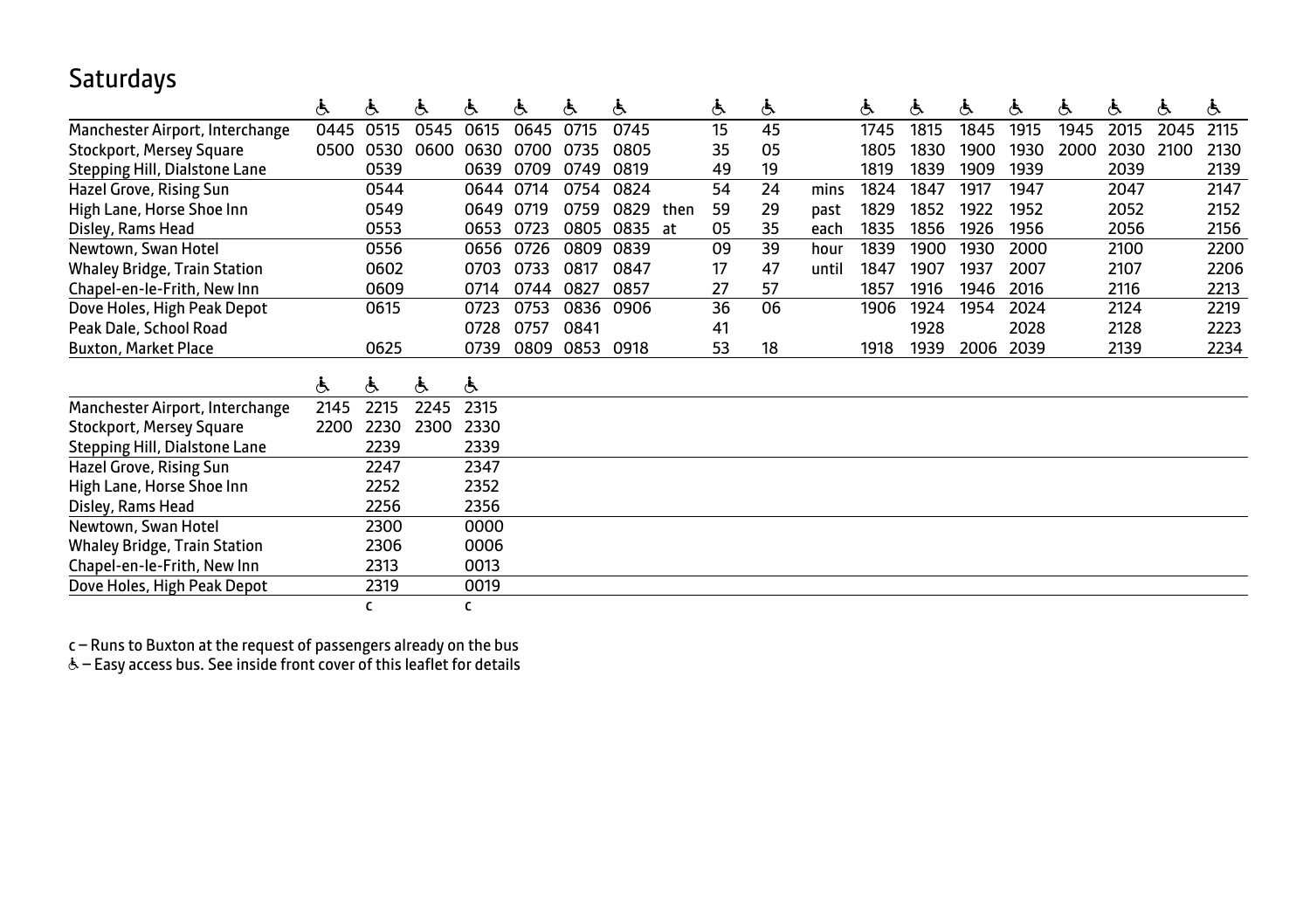## Saturdays

| | ♿ | ♿ | ♿ | ♿ | ♿ | ♿ | ♿ | | ♿ | ♿ | | ♿ | ♿ | ♿ | ♿ | ♿ | ♿ | ♿ | ♿ |
|---|---|---|---|---|---|---|---|---|---|---|---|---|---|---|---|---|---|---|---|
| Manchester Airport, Interchange | 0445 | 0515 | 0545 | 0615 | 0645 | 0715 | 0745 | | 15 | 45 | | 1745 | 1815 | 1845 | 1915 | 1945 | 2015 | 2045 | 2115 |
| Stockport, Mersey Square | 0500 | 0530 | 0600 | 0630 | 0700 | 0735 | 0805 | | 35 | 05 | | 1805 | 1830 | 1900 | 1930 | 2000 | 2030 | 2100 | 2130 |
| Stepping Hill, Dialstone Lane | | 0539 | | 0639 | 0709 | 0749 | 0819 | | 49 | 19 | | 1819 | 1839 | 1909 | 1939 | | 2039 | | 2139 |
| Hazel Grove, Rising Sun | | 0544 | | 0644 | 0714 | 0754 | 0824 | | 54 | 24 | mins | 1824 | 1847 | 1917 | 1947 | | 2047 | | 2147 |
| High Lane, Horse Shoe Inn | | 0549 | | 0649 | 0719 | 0759 | 0829 | then | 59 | 29 | past | 1829 | 1852 | 1922 | 1952 | | 2052 | | 2152 |
| Disley, Rams Head | | 0553 | | 0653 | 0723 | 0805 | 0835 | at | 05 | 35 | each | 1835 | 1856 | 1926 | 1956 | | 2056 | | 2156 |
| Newtown, Swan Hotel | | 0556 | | 0656 | 0726 | 0809 | 0839 | | 09 | 39 | hour | 1839 | 1900 | 1930 | 2000 | | 2100 | | 2200 |
| Whaley Bridge, Train Station | | 0602 | | 0703 | 0733 | 0817 | 0847 | | 17 | 47 | until | 1847 | 1907 | 1937 | 2007 | | 2107 | | 2206 |
| Chapel-en-le-Frith, New Inn | | 0609 | | 0714 | 0744 | 0827 | 0857 | | 27 | 57 | | 1857 | 1916 | 1946 | 2016 | | 2116 | | 2213 |
| Dove Holes, High Peak Depot | | 0615 | | 0723 | 0753 | 0836 | 0906 | | 36 | 06 | | 1906 | 1924 | 1954 | 2024 | | 2124 | | 2219 |
| Peak Dale, School Road | | | | 0728 | 0757 | 0841 | | | 41 | | | | 1928 | | 2028 | | 2128 | | 2223 |
| Buxton, Market Place | | 0625 | | 0739 | 0809 | 0853 | 0918 | | 53 | 18 | | 1918 | 1939 | 2006 | 2039 | | 2139 | | 2234 |

| | ♿ | ♿ | ♿ | ♿ |
|---|---|---|---|---|
| Manchester Airport, Interchange | 2145 | 2215 | 2245 | 2315 |
| Stockport, Mersey Square | 2200 | 2230 | 2300 | 2330 |
| Stepping Hill, Dialstone Lane | | 2239 | | 2339 |
| Hazel Grove, Rising Sun | | 2247 | | 2347 |
| High Lane, Horse Shoe Inn | | 2252 | | 2352 |
| Disley, Rams Head | | 2256 | | 2356 |
| Newtown, Swan Hotel | | 2300 | | 0000 |
| Whaley Bridge, Train Station | | 2306 | | 0006 |
| Chapel-en-le-Frith, New Inn | | 2313 | | 0013 |
| Dove Holes, High Peak Depot | | 2319 | | 0019 |
| | | c | | c |

c – Runs to Buxton at the request of passengers already on the bus

♿ – Easy access bus. See inside front cover of this leaflet for details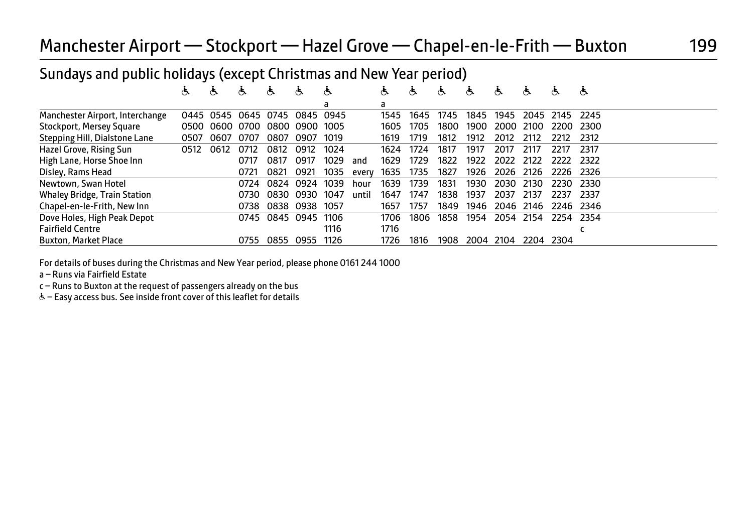# Manchester Airport — Stockport — Hazel Grove — Chapel-en-le-Frith — Buxton

199

## Sundays and public holidays (except Christmas and New Year period)

| | ♿ | ♿ | ♿ | ♿ | ♿ | ♿ | | ♿ | ♿ | ♿ | ♿ | ♿ | ♿ | ♿ | ♿ |
|---|---|---|---|---|---|---|---|---|---|---|---|---|---|---|---|
| | | | | | | a | | a | | | | | | | |
| Manchester Airport, Interchange | 0445 | 0545 | 0645 | 0745 | 0845 | 0945 | | 1545 | 1645 | 1745 | 1845 | 1945 | 2045 | 2145 | 2245 |
| Stockport, Mersey Square | 0500 | 0600 | 0700 | 0800 | 0900 | 1005 | | 1605 | 1705 | 1800 | 1900 | 2000 | 2100 | 2200 | 2300 |
| Stepping Hill, Dialstone Lane | 0507 | 0607 | 0707 | 0807 | 0907 | 1019 | | 1619 | 1719 | 1812 | 1912 | 2012 | 2112 | 2212 | 2312 |
| Hazel Grove, Rising Sun | 0512 | 0612 | 0712 | 0812 | 0912 | 1024 | | 1624 | 1724 | 1817 | 1917 | 2017 | 2117 | 2217 | 2317 |
| High Lane, Horse Shoe Inn | | | 0717 | 0817 | 0917 | 1029 | and | 1629 | 1729 | 1822 | 1922 | 2022 | 2122 | 2222 | 2322 |
| Disley, Rams Head | | | 0721 | 0821 | 0921 | 1035 | every | 1635 | 1735 | 1827 | 1926 | 2026 | 2126 | 2226 | 2326 |
| Newtown, Swan Hotel | | | 0724 | 0824 | 0924 | 1039 | hour | 1639 | 1739 | 1831 | 1930 | 2030 | 2130 | 2230 | 2330 |
| Whaley Bridge, Train Station | | | 0730 | 0830 | 0930 | 1047 | until | 1647 | 1747 | 1838 | 1937 | 2037 | 2137 | 2237 | 2337 |
| Chapel-en-le-Frith, New Inn | | | 0738 | 0838 | 0938 | 1057 | | 1657 | 1757 | 1849 | 1946 | 2046 | 2146 | 2246 | 2346 |
| Dove Holes, High Peak Depot | | | 0745 | 0845 | 0945 | 1106 | | 1706 | 1806 | 1858 | 1954 | 2054 | 2154 | 2254 | 2354 |
| Fairfield Centre | | | | | | 1116 | | 1716 | | | | | | | c |
| Buxton, Market Place | | | 0755 | 0855 | 0955 | 1126 | | 1726 | 1816 | 1908 | 2004 | 2104 | 2204 | 2304 | |

For details of buses during the Christmas and New Year period, please phone 0161 244 1000

a – Runs via Fairfield Estate

c – Runs to Buxton at the request of passengers already on the bus

♿ – Easy access bus. See inside front cover of this leaflet for details